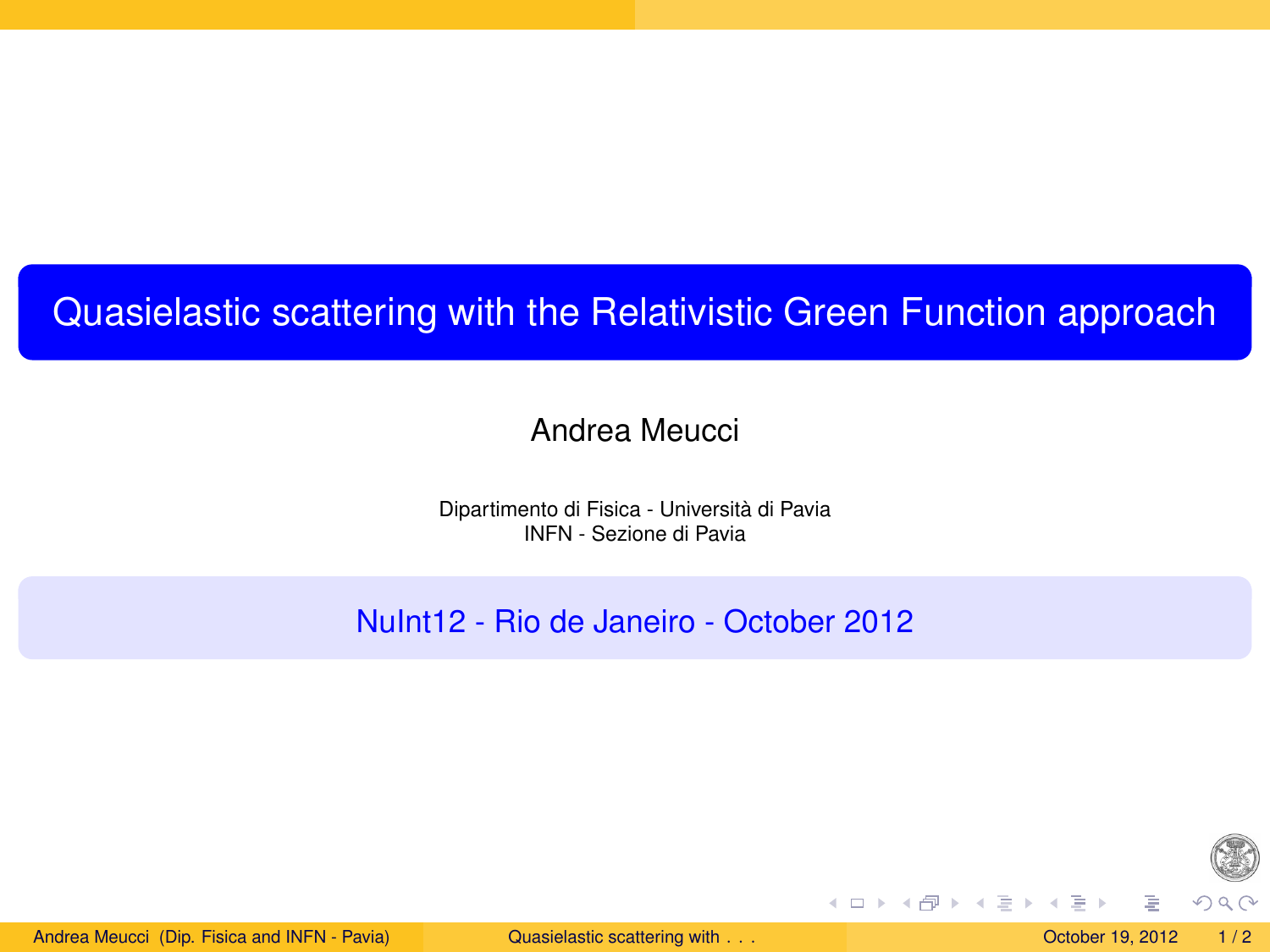# Quasielastic scattering with the Relativistic Green Function approach

Andrea Meucci

Dipartimento di Fisica - Università di Pavia
INFN - Sezione di Pavia

NuInt12 - Rio de Janeiro - October 2012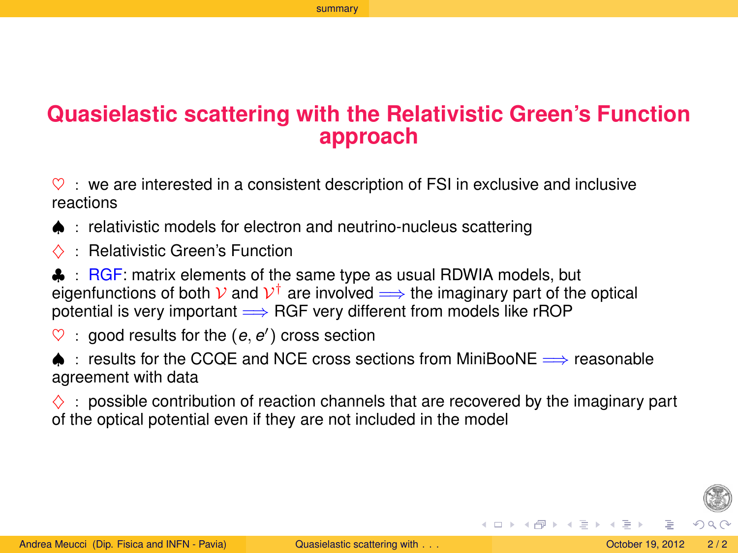# Quasielastic scattering with the Relativistic Green's Function approach

♡ : we are interested in a consistent description of FSI in exclusive and inclusive reactions

♠ : relativistic models for electron and neutrino-nucleus scattering

♢ : Relativistic Green's Function

♣ : RGF: matrix elements of the same type as usual RDWIA models, but eigenfunctions of both $\mathcal{V}$ and $\mathcal{V}^\dagger$ are involved $\Longrightarrow$ the imaginary part of the optical potential is very important $\Longrightarrow$ RGF very different from models like rROP

♡ : good results for the $(e, e')$ cross section

♠ : results for the CCQE and NCE cross sections from MiniBooNE $\Longrightarrow$ reasonable agreement with data

♢ : possible contribution of reaction channels that are recovered by the imaginary part of the optical potential even if they are not included in the model